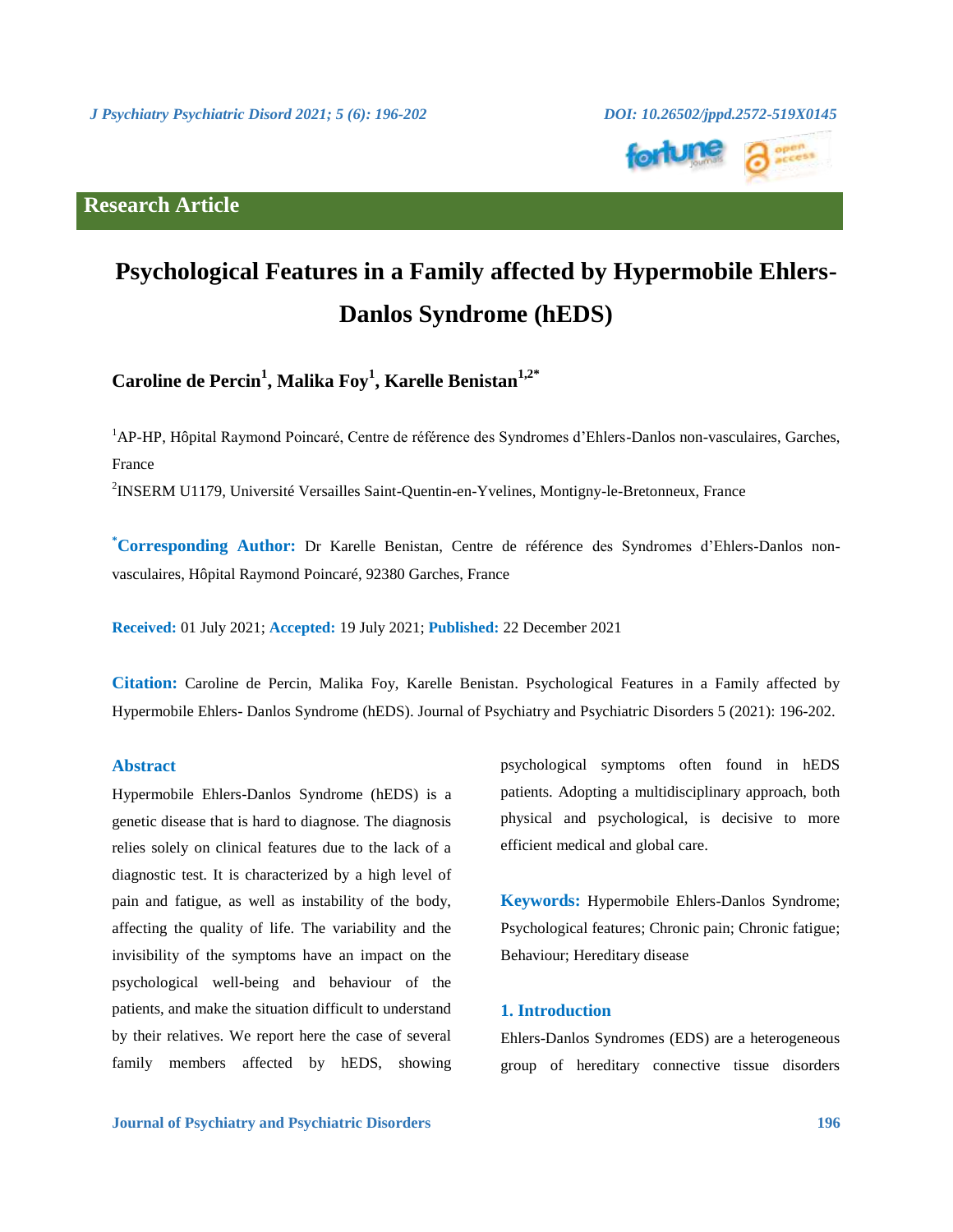Research Article

# Psychological Features in a Family affected by Hypermobile Ehlers-Danlos Syndrome (hEDS)

**Caroline de Percin[1], Malika Foy[1], Karelle Benistan[1,2*]**

[1]AP-HP, Hôpital Raymond Poincaré, Centre de référence des Syndromes d'Ehlers-Danlos non-vasculaires, Garches, France

[2]INSERM U1179, Université Versailles Saint-Quentin-en-Yvelines, Montigny-le-Bretonneux, France

**[*]Corresponding Author:** Dr Karelle Benistan, Centre de référence des Syndromes d'Ehlers-Danlos non-vasculaires, Hôpital Raymond Poincaré, 92380 Garches, France

**Received:** 01 July 2021; **Accepted:** 19 July 2021; **Published:** 22 December 2021

**Citation:** Caroline de Percin, Malika Foy, Karelle Benistan. Psychological Features in a Family affected by Hypermobile Ehlers- Danlos Syndrome (hEDS). Journal of Psychiatry and Psychiatric Disorders 5 (2021): 196-202.

## Abstract

Hypermobile Ehlers-Danlos Syndrome (hEDS) is a genetic disease that is hard to diagnose. The diagnosis relies solely on clinical features due to the lack of a diagnostic test. It is characterized by a high level of pain and fatigue, as well as instability of the body, affecting the quality of life. The variability and the invisibility of the symptoms have an impact on the psychological well-being and behaviour of the patients, and make the situation difficult to understand by their relatives. We report here the case of several family members affected by hEDS, showing psychological symptoms often found in hEDS patients. Adopting a multidisciplinary approach, both physical and psychological, is decisive to more efficient medical and global care.

**Keywords:** Hypermobile Ehlers-Danlos Syndrome; Psychological features; Chronic pain; Chronic fatigue; Behaviour; Hereditary disease

## 1. Introduction

Ehlers-Danlos Syndromes (EDS) are a heterogeneous group of hereditary connective tissue disorders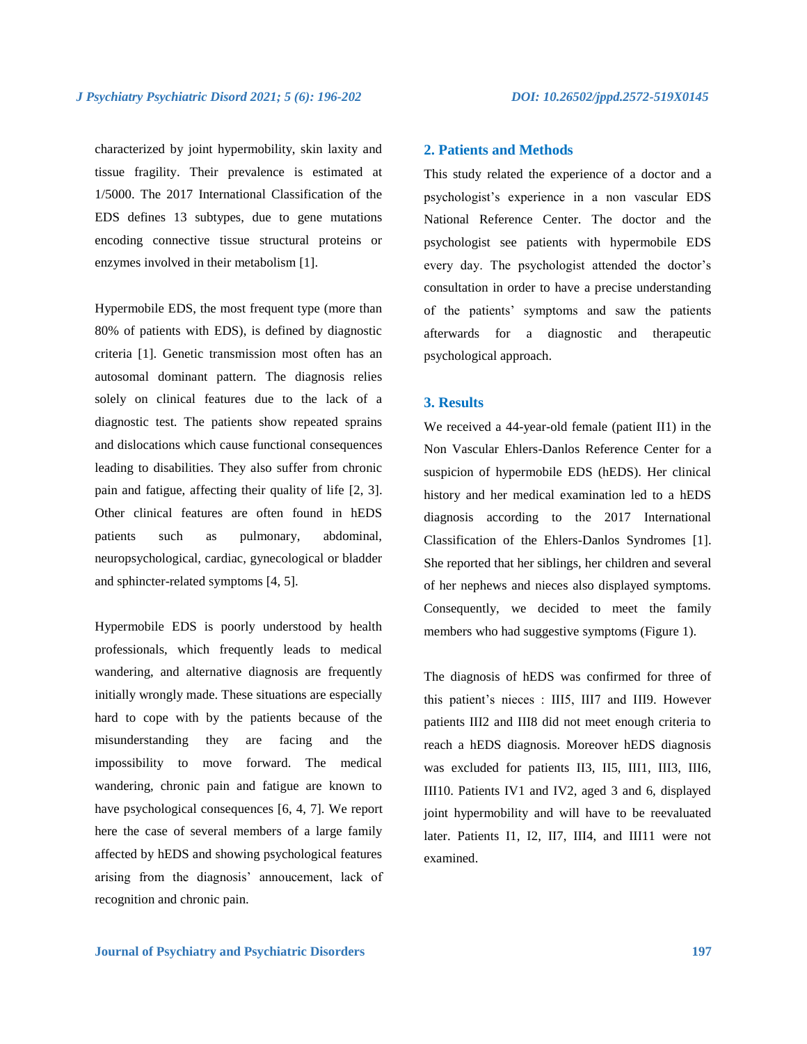characterized by joint hypermobility, skin laxity and tissue fragility. Their prevalence is estimated at 1/5000. The 2017 International Classification of the EDS defines 13 subtypes, due to gene mutations encoding connective tissue structural proteins or enzymes involved in their metabolism [1].

Hypermobile EDS, the most frequent type (more than 80% of patients with EDS), is defined by diagnostic criteria [1]. Genetic transmission most often has an autosomal dominant pattern. The diagnosis relies solely on clinical features due to the lack of a diagnostic test. The patients show repeated sprains and dislocations which cause functional consequences leading to disabilities. They also suffer from chronic pain and fatigue, affecting their quality of life [2, 3]. Other clinical features are often found in hEDS patients such as pulmonary, abdominal, neuropsychological, cardiac, gynecological or bladder and sphincter-related symptoms [4, 5].

Hypermobile EDS is poorly understood by health professionals, which frequently leads to medical wandering, and alternative diagnosis are frequently initially wrongly made. These situations are especially hard to cope with by the patients because of the misunderstanding they are facing and the impossibility to move forward. The medical wandering, chronic pain and fatigue are known to have psychological consequences [6, 4, 7]. We report here the case of several members of a large family affected by hEDS and showing psychological features arising from the diagnosis' annoucement, lack of recognition and chronic pain.

## 2. Patients and Methods

This study related the experience of a doctor and a psychologist's experience in a non vascular EDS National Reference Center. The doctor and the psychologist see patients with hypermobile EDS every day. The psychologist attended the doctor's consultation in order to have a precise understanding of the patients' symptoms and saw the patients afterwards for a diagnostic and therapeutic psychological approach.

## 3. Results

We received a 44-year-old female (patient II1) in the Non Vascular Ehlers-Danlos Reference Center for a suspicion of hypermobile EDS (hEDS). Her clinical history and her medical examination led to a hEDS diagnosis according to the 2017 International Classification of the Ehlers-Danlos Syndromes [1]. She reported that her siblings, her children and several of her nephews and nieces also displayed symptoms. Consequently, we decided to meet the family members who had suggestive symptoms (Figure 1).

The diagnosis of hEDS was confirmed for three of this patient's nieces : III5, III7 and III9. However patients III2 and III8 did not meet enough criteria to reach a hEDS diagnosis. Moreover hEDS diagnosis was excluded for patients II3, II5, III1, III3, III6, III10. Patients IV1 and IV2, aged 3 and 6, displayed joint hypermobility and will have to be reevaluated later. Patients I1, I2, II7, III4, and III11 were not examined.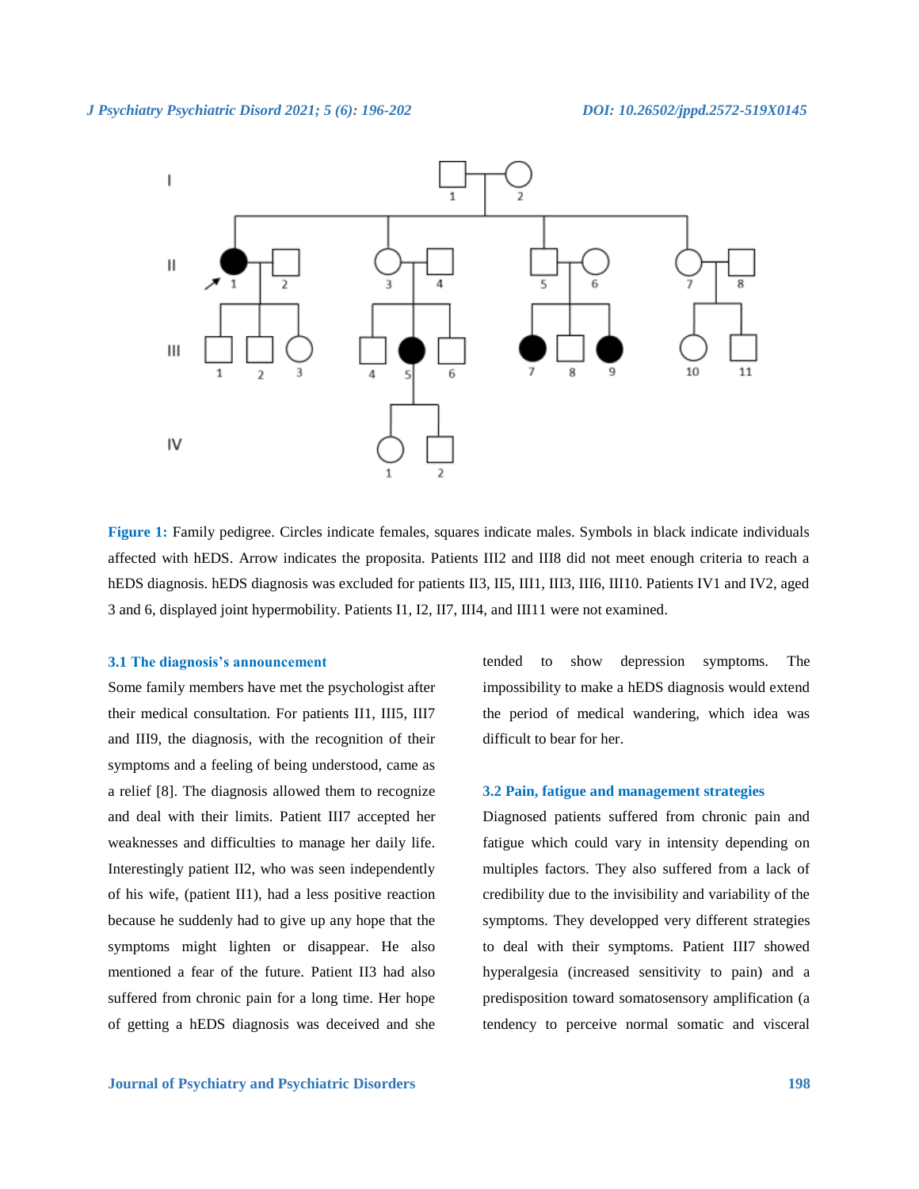**Figure 1:** Family pedigree. Circles indicate females, squares indicate males. Symbols in black indicate individuals affected with hEDS. Arrow indicates the proposita. Patients III2 and III8 did not meet enough criteria to reach a hEDS diagnosis. hEDS diagnosis was excluded for patients II3, II5, III1, III3, III6, III10. Patients IV1 and IV2, aged 3 and 6, displayed joint hypermobility. Patients I1, I2, II7, III4, and III11 were not examined.

### 3.1 The diagnosis's announcement

Some family members have met the psychologist after their medical consultation. For patients II1, III5, III7 and III9, the diagnosis, with the recognition of their symptoms and a feeling of being understood, came as a relief [8]. The diagnosis allowed them to recognize and deal with their limits. Patient III7 accepted her weaknesses and difficulties to manage her daily life. Interestingly patient II2, who was seen independently of his wife, (patient II1), had a less positive reaction because he suddenly had to give up any hope that the symptoms might lighten or disappear. He also mentioned a fear of the future. Patient II3 had also suffered from chronic pain for a long time. Her hope of getting a hEDS diagnosis was deceived and she tended to show depression symptoms. The impossibility to make a hEDS diagnosis would extend the period of medical wandering, which idea was difficult to bear for her.

### 3.2 Pain, fatigue and management strategies

Diagnosed patients suffered from chronic pain and fatigue which could vary in intensity depending on multiples factors. They also suffered from a lack of credibility due to the invisibility and variability of the symptoms. They developped very different strategies to deal with their symptoms. Patient III7 showed hyperalgesia (increased sensitivity to pain) and a predisposition toward somatosensory amplification (a tendency to perceive normal somatic and visceral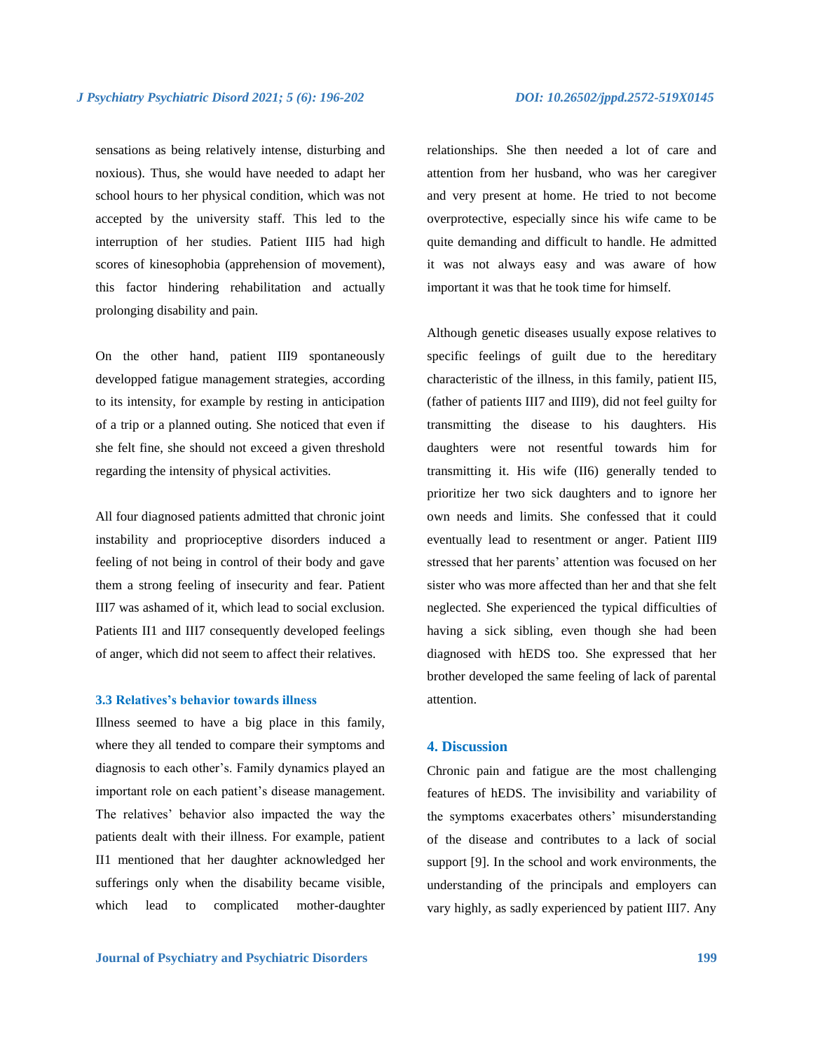sensations as being relatively intense, disturbing and noxious). Thus, she would have needed to adapt her school hours to her physical condition, which was not accepted by the university staff. This led to the interruption of her studies. Patient III5 had high scores of kinesophobia (apprehension of movement), this factor hindering rehabilitation and actually prolonging disability and pain.

On the other hand, patient III9 spontaneously developped fatigue management strategies, according to its intensity, for example by resting in anticipation of a trip or a planned outing. She noticed that even if she felt fine, she should not exceed a given threshold regarding the intensity of physical activities.

All four diagnosed patients admitted that chronic joint instability and proprioceptive disorders induced a feeling of not being in control of their body and gave them a strong feeling of insecurity and fear. Patient III7 was ashamed of it, which lead to social exclusion. Patients II1 and III7 consequently developed feelings of anger, which did not seem to affect their relatives.

### 3.3 Relatives's behavior towards illness

Illness seemed to have a big place in this family, where they all tended to compare their symptoms and diagnosis to each other's. Family dynamics played an important role on each patient's disease management. The relatives' behavior also impacted the way the patients dealt with their illness. For example, patient II1 mentioned that her daughter acknowledged her sufferings only when the disability became visible, which lead to complicated mother-daughter relationships. She then needed a lot of care and attention from her husband, who was her caregiver and very present at home. He tried to not become overprotective, especially since his wife came to be quite demanding and difficult to handle. He admitted it was not always easy and was aware of how important it was that he took time for himself.

Although genetic diseases usually expose relatives to specific feelings of guilt due to the hereditary characteristic of the illness, in this family, patient II5, (father of patients III7 and III9), did not feel guilty for transmitting the disease to his daughters. His daughters were not resentful towards him for transmitting it. His wife (II6) generally tended to prioritize her two sick daughters and to ignore her own needs and limits. She confessed that it could eventually lead to resentment or anger. Patient III9 stressed that her parents' attention was focused on her sister who was more affected than her and that she felt neglected. She experienced the typical difficulties of having a sick sibling, even though she had been diagnosed with hEDS too. She expressed that her brother developed the same feeling of lack of parental attention.

## 4. Discussion

Chronic pain and fatigue are the most challenging features of hEDS. The invisibility and variability of the symptoms exacerbates others' misunderstanding of the disease and contributes to a lack of social support [9]. In the school and work environments, the understanding of the principals and employers can vary highly, as sadly experienced by patient III7. Any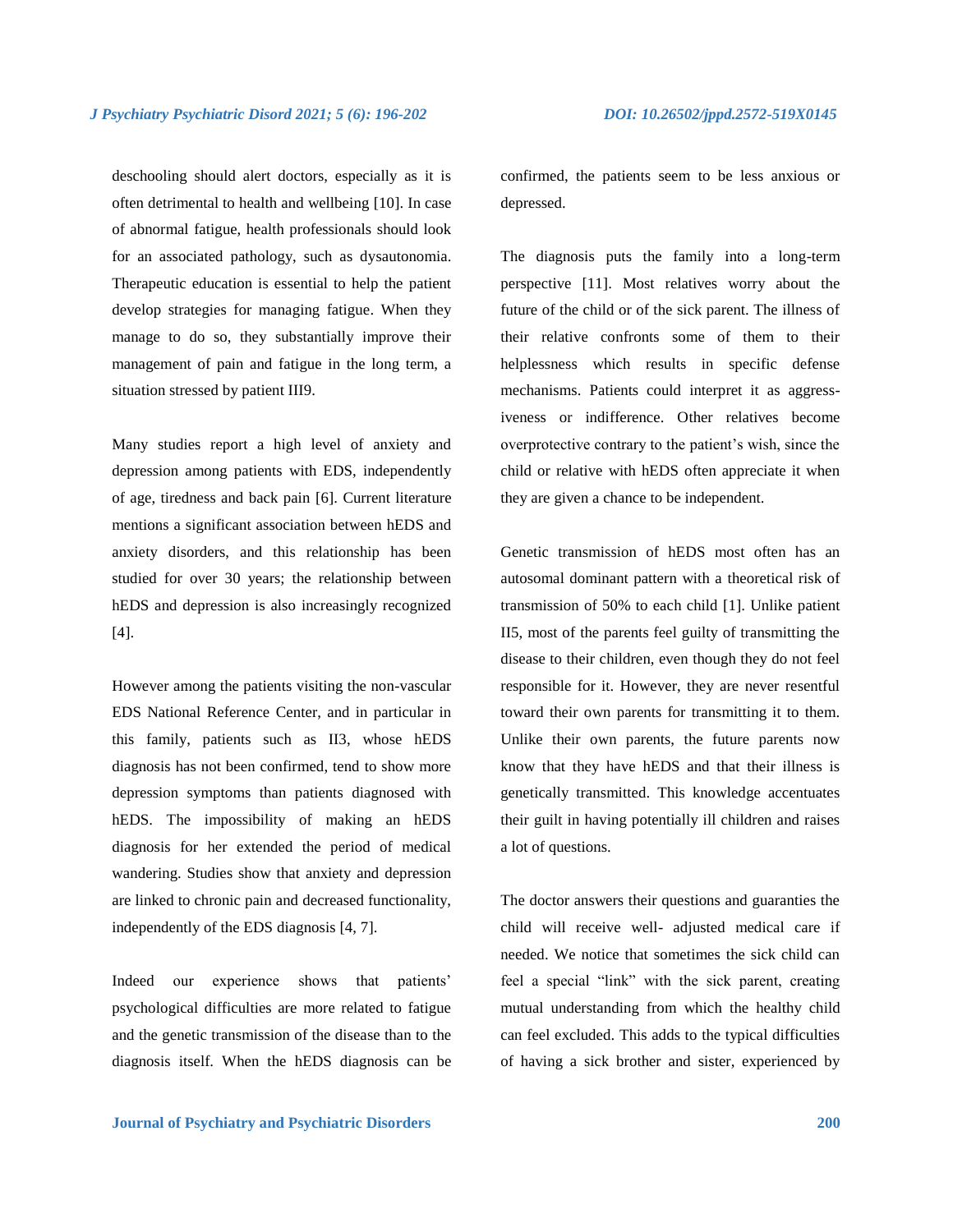deschooling should alert doctors, especially as it is often detrimental to health and wellbeing [10]. In case of abnormal fatigue, health professionals should look for an associated pathology, such as dysautonomia. Therapeutic education is essential to help the patient develop strategies for managing fatigue. When they manage to do so, they substantially improve their management of pain and fatigue in the long term, a situation stressed by patient III9.

Many studies report a high level of anxiety and depression among patients with EDS, independently of age, tiredness and back pain [6]. Current literature mentions a significant association between hEDS and anxiety disorders, and this relationship has been studied for over 30 years; the relationship between hEDS and depression is also increasingly recognized [4].

However among the patients visiting the non-vascular EDS National Reference Center, and in particular in this family, patients such as II3, whose hEDS diagnosis has not been confirmed, tend to show more depression symptoms than patients diagnosed with hEDS. The impossibility of making an hEDS diagnosis for her extended the period of medical wandering. Studies show that anxiety and depression are linked to chronic pain and decreased functionality, independently of the EDS diagnosis [4, 7].

Indeed our experience shows that patients' psychological difficulties are more related to fatigue and the genetic transmission of the disease than to the diagnosis itself. When the hEDS diagnosis can be confirmed, the patients seem to be less anxious or depressed.

The diagnosis puts the family into a long-term perspective [11]. Most relatives worry about the future of the child or of the sick parent. The illness of their relative confronts some of them to their helplessness which results in specific defense mechanisms. Patients could interpret it as aggressiveness or indifference. Other relatives become overprotective contrary to the patient's wish, since the child or relative with hEDS often appreciate it when they are given a chance to be independent.

Genetic transmission of hEDS most often has an autosomal dominant pattern with a theoretical risk of transmission of 50% to each child [1]. Unlike patient II5, most of the parents feel guilty of transmitting the disease to their children, even though they do not feel responsible for it. However, they are never resentful toward their own parents for transmitting it to them. Unlike their own parents, the future parents now know that they have hEDS and that their illness is genetically transmitted. This knowledge accentuates their guilt in having potentially ill children and raises a lot of questions.

The doctor answers their questions and guaranties the child will receive well- adjusted medical care if needed. We notice that sometimes the sick child can feel a special "link" with the sick parent, creating mutual understanding from which the healthy child can feel excluded. This adds to the typical difficulties of having a sick brother and sister, experienced by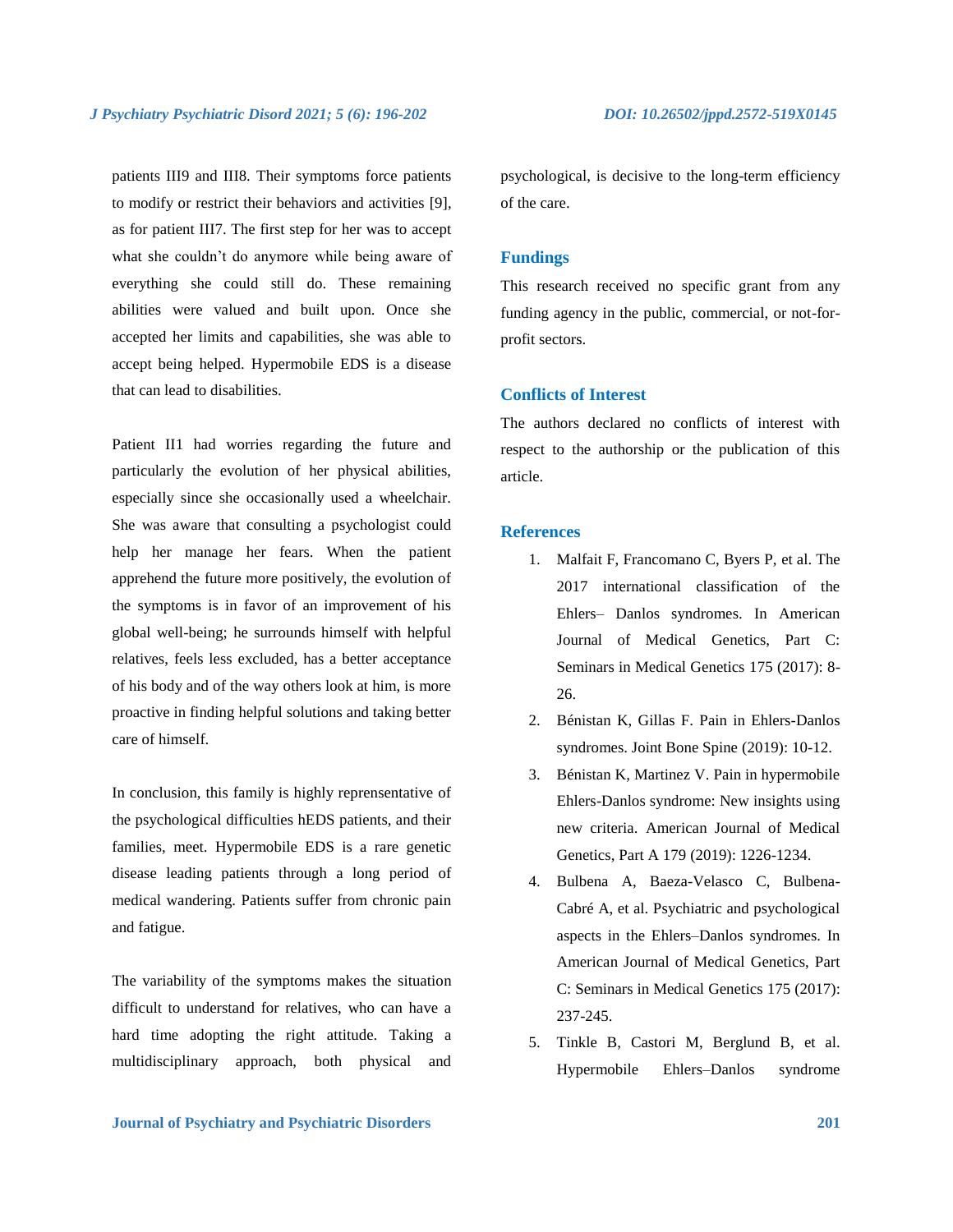patients III9 and III8. Their symptoms force patients to modify or restrict their behaviors and activities [9], as for patient III7. The first step for her was to accept what she couldn't do anymore while being aware of everything she could still do. These remaining abilities were valued and built upon. Once she accepted her limits and capabilities, she was able to accept being helped. Hypermobile EDS is a disease that can lead to disabilities.

Patient II1 had worries regarding the future and particularly the evolution of her physical abilities, especially since she occasionally used a wheelchair. She was aware that consulting a psychologist could help her manage her fears. When the patient apprehend the future more positively, the evolution of the symptoms is in favor of an improvement of his global well-being; he surrounds himself with helpful relatives, feels less excluded, has a better acceptance of his body and of the way others look at him, is more proactive in finding helpful solutions and taking better care of himself.

In conclusion, this family is highly reprensentative of the psychological difficulties hEDS patients, and their families, meet. Hypermobile EDS is a rare genetic disease leading patients through a long period of medical wandering. Patients suffer from chronic pain and fatigue.

The variability of the symptoms makes the situation difficult to understand for relatives, who can have a hard time adopting the right attitude. Taking a multidisciplinary approach, both physical and psychological, is decisive to the long-term efficiency of the care.

## Fundings

This research received no specific grant from any funding agency in the public, commercial, or not-for-profit sectors.

## Conflicts of Interest

The authors declared no conflicts of interest with respect to the authorship or the publication of this article.

## References

1. Malfait F, Francomano C, Byers P, et al. The 2017 international classification of the Ehlers– Danlos syndromes. In American Journal of Medical Genetics, Part C: Seminars in Medical Genetics 175 (2017): 8-26.
2. Bénistan K, Gillas F. Pain in Ehlers-Danlos syndromes. Joint Bone Spine (2019): 10-12.
3. Bénistan K, Martinez V. Pain in hypermobile Ehlers-Danlos syndrome: New insights using new criteria. American Journal of Medical Genetics, Part A 179 (2019): 1226-1234.
4. Bulbena A, Baeza-Velasco C, Bulbena-Cabré A, et al. Psychiatric and psychological aspects in the Ehlers–Danlos syndromes. In American Journal of Medical Genetics, Part C: Seminars in Medical Genetics 175 (2017): 237-245.
5. Tinkle B, Castori M, Berglund B, et al. Hypermobile Ehlers–Danlos syndrome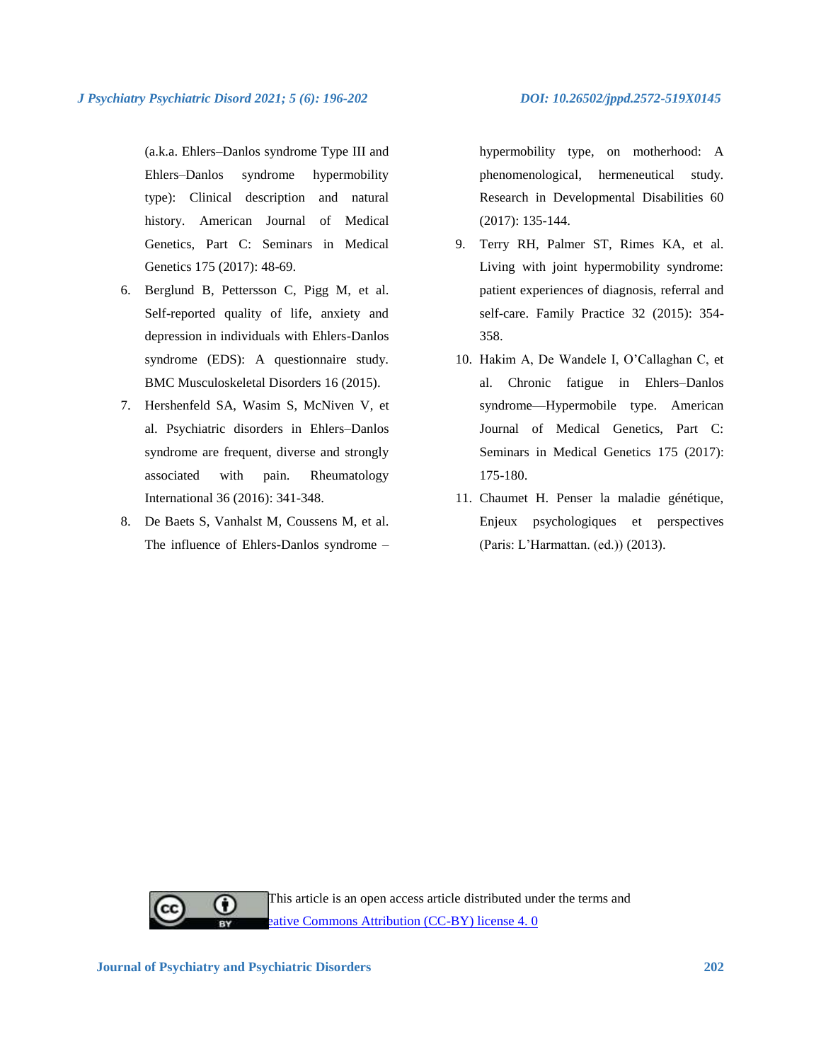(a.k.a. Ehlers–Danlos syndrome Type III and Ehlers–Danlos syndrome hypermobility type): Clinical description and natural history. American Journal of Medical Genetics, Part C: Seminars in Medical Genetics 175 (2017): 48-69.

6. Berglund B, Pettersson C, Pigg M, et al. Self-reported quality of life, anxiety and depression in individuals with Ehlers-Danlos syndrome (EDS): A questionnaire study. BMC Musculoskeletal Disorders 16 (2015).
7. Hershenfeld SA, Wasim S, McNiven V, et al. Psychiatric disorders in Ehlers–Danlos syndrome are frequent, diverse and strongly associated with pain. Rheumatology International 36 (2016): 341-348.
8. De Baets S, Vanhalst M, Coussens M, et al. The influence of Ehlers-Danlos syndrome – hypermobility type, on motherhood: A phenomenological, hermeneutical study. Research in Developmental Disabilities 60 (2017): 135-144.
9. Terry RH, Palmer ST, Rimes KA, et al. Living with joint hypermobility syndrome: patient experiences of diagnosis, referral and self-care. Family Practice 32 (2015): 354-358.
10. Hakim A, De Wandele I, O'Callaghan C, et al. Chronic fatigue in Ehlers–Danlos syndrome—Hypermobile type. American Journal of Medical Genetics, Part C: Seminars in Medical Genetics 175 (2017): 175-180.
11. Chaumet H. Penser la maladie génétique, Enjeux psychologiques et perspectives (Paris: L'Harmattan. (ed.)) (2013).

This article is an open access article distributed under the terms and eative Commons Attribution (CC-BY) license 4. 0